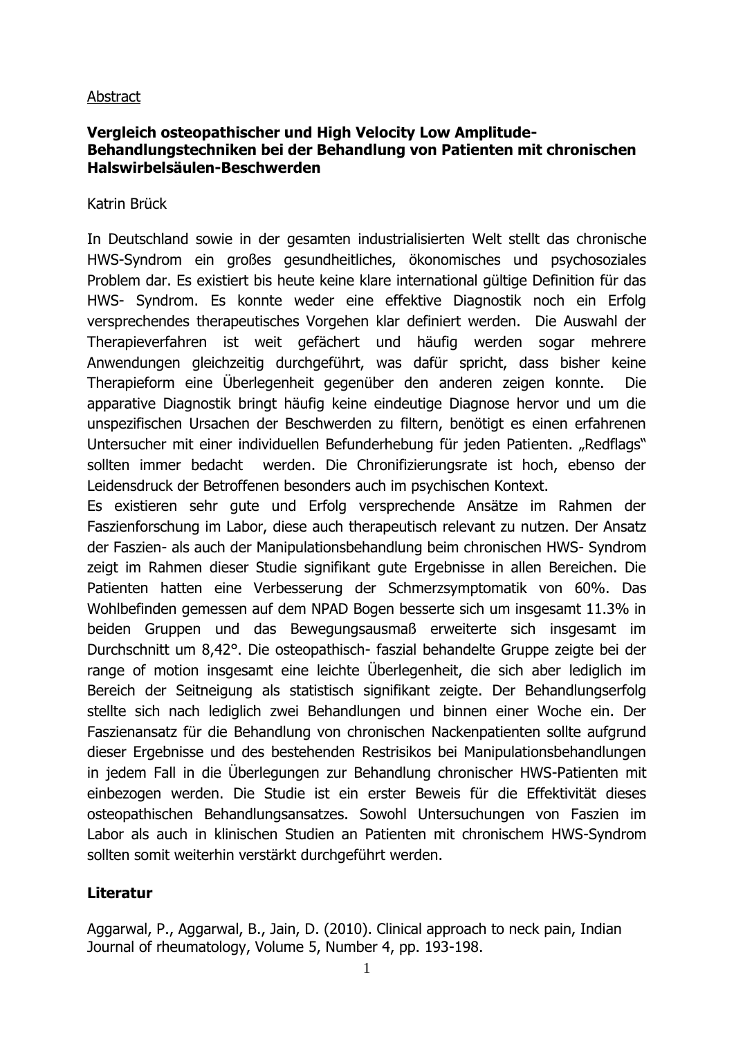Abstract

**Vergleich osteopathischer und High Velocity Low Amplitude-Behandlungstechniken bei der Behandlung von Patienten mit chronischen Halswirbelsäulen-Beschwerden**

Katrin Brück

In Deutschland sowie in der gesamten industrialisierten Welt stellt das chronische HWS-Syndrom ein großes gesundheitliches, ökonomisches und psychosoziales Problem dar. Es existiert bis heute keine klare international gültige Definition für das HWS- Syndrom. Es konnte weder eine effektive Diagnostik noch ein Erfolg versprechendes therapeutisches Vorgehen klar definiert werden. Die Auswahl der Therapieverfahren ist weit gefächert und häufig werden sogar mehrere Anwendungen gleichzeitig durchgeführt, was dafür spricht, dass bisher keine Therapieform eine Überlegenheit gegenüber den anderen zeigen konnte. Die apparative Diagnostik bringt häufig keine eindeutige Diagnose hervor und um die unspezifischen Ursachen der Beschwerden zu filtern, benötigt es einen erfahrenen Untersucher mit einer individuellen Befunderhebung für jeden Patienten. „Redflags" sollten immer bedacht werden. Die Chronifizierungsrate ist hoch, ebenso der Leidensdruck der Betroffenen besonders auch im psychischen Kontext.

Es existieren sehr gute und Erfolg versprechende Ansätze im Rahmen der Faszienforschung im Labor, diese auch therapeutisch relevant zu nutzen. Der Ansatz der Faszien- als auch der Manipulationsbehandlung beim chronischen HWS- Syndrom zeigt im Rahmen dieser Studie signifikant gute Ergebnisse in allen Bereichen. Die Patienten hatten eine Verbesserung der Schmerzsymptomatik von 60%. Das Wohlbefinden gemessen auf dem NPAD Bogen besserte sich um insgesamt 11.3% in beiden Gruppen und das Bewegungsausmaß erweiterte sich insgesamt im Durchschnitt um 8,42°. Die osteopathisch- faszial behandelte Gruppe zeigte bei der range of motion insgesamt eine leichte Überlegenheit, die sich aber lediglich im Bereich der Seitneigung als statistisch signifikant zeigte. Der Behandlungserfolg stellte sich nach lediglich zwei Behandlungen und binnen einer Woche ein. Der Faszienansatz für die Behandlung von chronischen Nackenpatienten sollte aufgrund dieser Ergebnisse und des bestehenden Restrisikos bei Manipulationsbehandlungen in jedem Fall in die Überlegungen zur Behandlung chronischer HWS-Patienten mit einbezogen werden. Die Studie ist ein erster Beweis für die Effektivität dieses osteopathischen Behandlungsansatzes. Sowohl Untersuchungen von Faszien im Labor als auch in klinischen Studien an Patienten mit chronischem HWS-Syndrom sollten somit weiterhin verstärkt durchgeführt werden.

**Literatur**

Aggarwal, P., Aggarwal, B., Jain, D. (2010). Clinical approach to neck pain, Indian Journal of rheumatology, Volume 5, Number 4, pp. 193-198.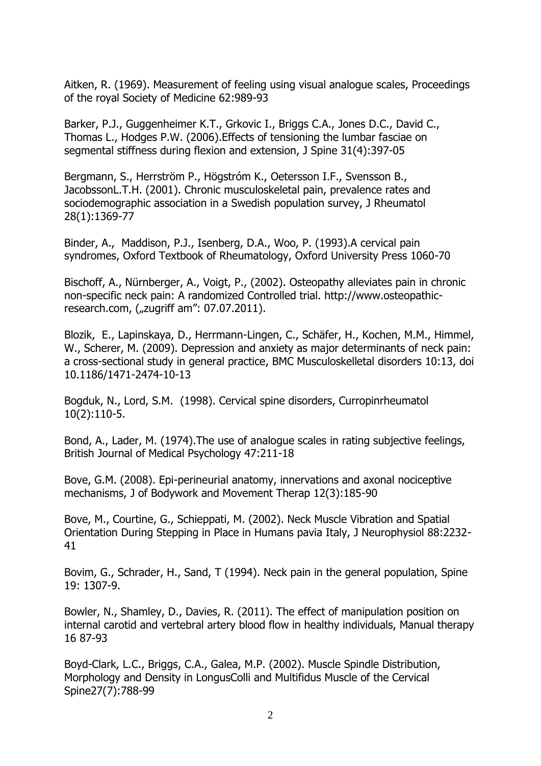Aitken, R. (1969). Measurement of feeling using visual analogue scales, Proceedings of the royal Society of Medicine 62:989-93

Barker, P.J., Guggenheimer K.T., Grkovic I., Briggs C.A., Jones D.C., David C., Thomas L., Hodges P.W. (2006).Effects of tensioning the lumbar fasciae on segmental stiffness during flexion and extension, J Spine 31(4):397-05

Bergmann, S., Herrström P., Högstróm K., Oetersson I.F., Svensson B., JacobssonL.T.H. (2001). Chronic musculoskeletal pain, prevalence rates and sociodemographic association in a Swedish population survey, J Rheumatol 28(1):1369-77

Binder, A., Maddison, P.J., Isenberg, D.A., Woo, P. (1993).A cervical pain syndromes, Oxford Textbook of Rheumatology, Oxford University Press 1060-70

Bischoff, A., Nürnberger, A., Voigt, P., (2002). Osteopathy alleviates pain in chronic non-specific neck pain: A randomized Controlled trial. http://www.osteopathic-research.com, („zugriff am": 07.07.2011).

Blozik, E., Lapinskaya, D., Herrmann-Lingen, C., Schäfer, H., Kochen, M.M., Himmel, W., Scherer, M. (2009). Depression and anxiety as major determinants of neck pain: a cross-sectional study in general practice, BMC Musculoskelletal disorders 10:13, doi 10.1186/1471-2474-10-13

Bogduk, N., Lord, S.M. (1998). Cervical spine disorders, Curropinrheumatol 10(2):110-5.

Bond, A., Lader, M. (1974).The use of analogue scales in rating subjective feelings, British Journal of Medical Psychology 47:211-18

Bove, G.M. (2008). Epi-perineurial anatomy, innervations and axonal nociceptive mechanisms, J of Bodywork and Movement Therap 12(3):185-90

Bove, M., Courtine, G., Schieppati, M. (2002). Neck Muscle Vibration and Spatial Orientation During Stepping in Place in Humans pavia Italy, J Neurophysiol 88:2232-41

Bovim, G., Schrader, H., Sand, T (1994). Neck pain in the general population, Spine 19: 1307-9.

Bowler, N., Shamley, D., Davies, R. (2011). The effect of manipulation position on internal carotid and vertebral artery blood flow in healthy individuals, Manual therapy 16 87-93

Boyd-Clark, L.C., Briggs, C.A., Galea, M.P. (2002). Muscle Spindle Distribution, Morphology and Density in LongusColli and Multifidus Muscle of the Cervical Spine27(7):788-99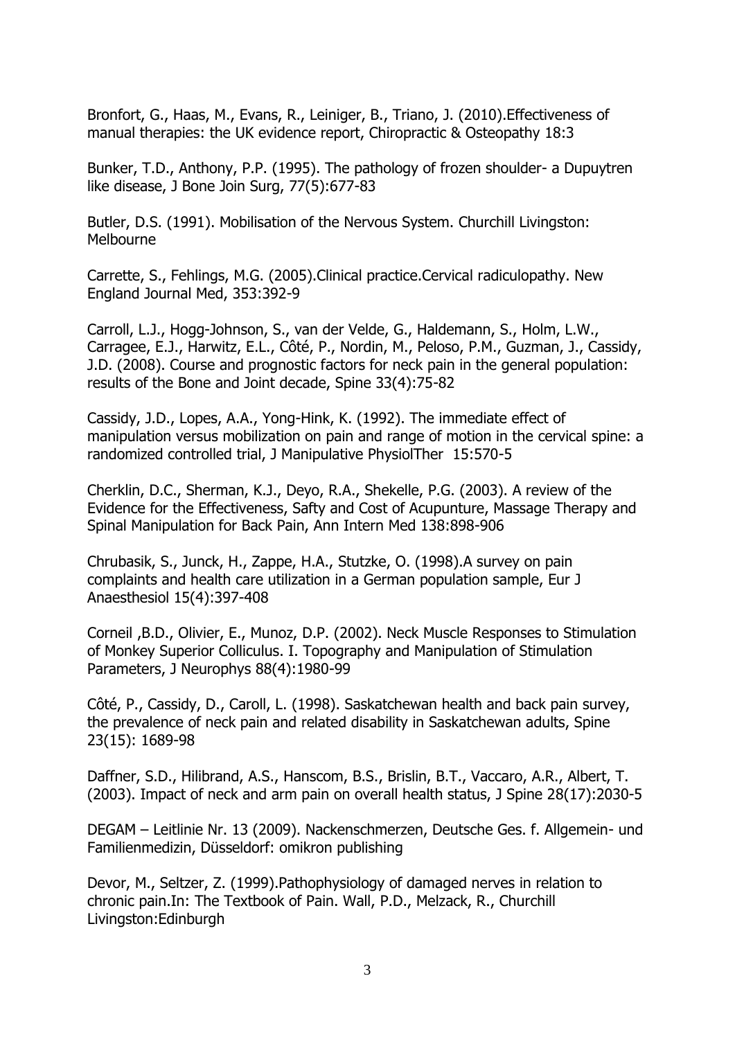Bronfort, G., Haas, M., Evans, R., Leiniger, B., Triano, J. (2010).Effectiveness of manual therapies: the UK evidence report, Chiropractic & Osteopathy 18:3

Bunker, T.D., Anthony, P.P. (1995). The pathology of frozen shoulder- a Dupuytren like disease, J Bone Join Surg, 77(5):677-83

Butler, D.S. (1991). Mobilisation of the Nervous System. Churchill Livingston: Melbourne

Carrette, S., Fehlings, M.G. (2005).Clinical practice.Cervical radiculopathy. New England Journal Med, 353:392-9

Carroll, L.J., Hogg-Johnson, S., van der Velde, G., Haldemann, S., Holm, L.W., Carragee, E.J., Harwitz, E.L., Côté, P., Nordin, M., Peloso, P.M., Guzman, J., Cassidy, J.D. (2008). Course and prognostic factors for neck pain in the general population: results of the Bone and Joint decade, Spine 33(4):75-82

Cassidy, J.D., Lopes, A.A., Yong-Hink, K. (1992). The immediate effect of manipulation versus mobilization on pain and range of motion in the cervical spine: a randomized controlled trial, J Manipulative PhysiolTher 15:570-5

Cherklin, D.C., Sherman, K.J., Deyo, R.A., Shekelle, P.G. (2003). A review of the Evidence for the Effectiveness, Safty and Cost of Acupunture, Massage Therapy and Spinal Manipulation for Back Pain, Ann Intern Med 138:898-906

Chrubasik, S., Junck, H., Zappe, H.A., Stutzke, O. (1998).A survey on pain complaints and health care utilization in a German population sample, Eur J Anaesthesiol 15(4):397-408

Corneil ,B.D., Olivier, E., Munoz, D.P. (2002). Neck Muscle Responses to Stimulation of Monkey Superior Colliculus. I. Topography and Manipulation of Stimulation Parameters, J Neurophys 88(4):1980-99

Côté, P., Cassidy, D., Caroll, L. (1998). Saskatchewan health and back pain survey, the prevalence of neck pain and related disability in Saskatchewan adults, Spine 23(15): 1689-98

Daffner, S.D., Hilibrand, A.S., Hanscom, B.S., Brislin, B.T., Vaccaro, A.R., Albert, T. (2003). Impact of neck and arm pain on overall health status, J Spine 28(17):2030-5

DEGAM – Leitlinie Nr. 13 (2009). Nackenschmerzen, Deutsche Ges. f. Allgemein- und Familienmedizin, Düsseldorf: omikron publishing

Devor, M., Seltzer, Z. (1999).Pathophysiology of damaged nerves in relation to chronic pain.In: The Textbook of Pain. Wall, P.D., Melzack, R., Churchill Livingston:Edinburgh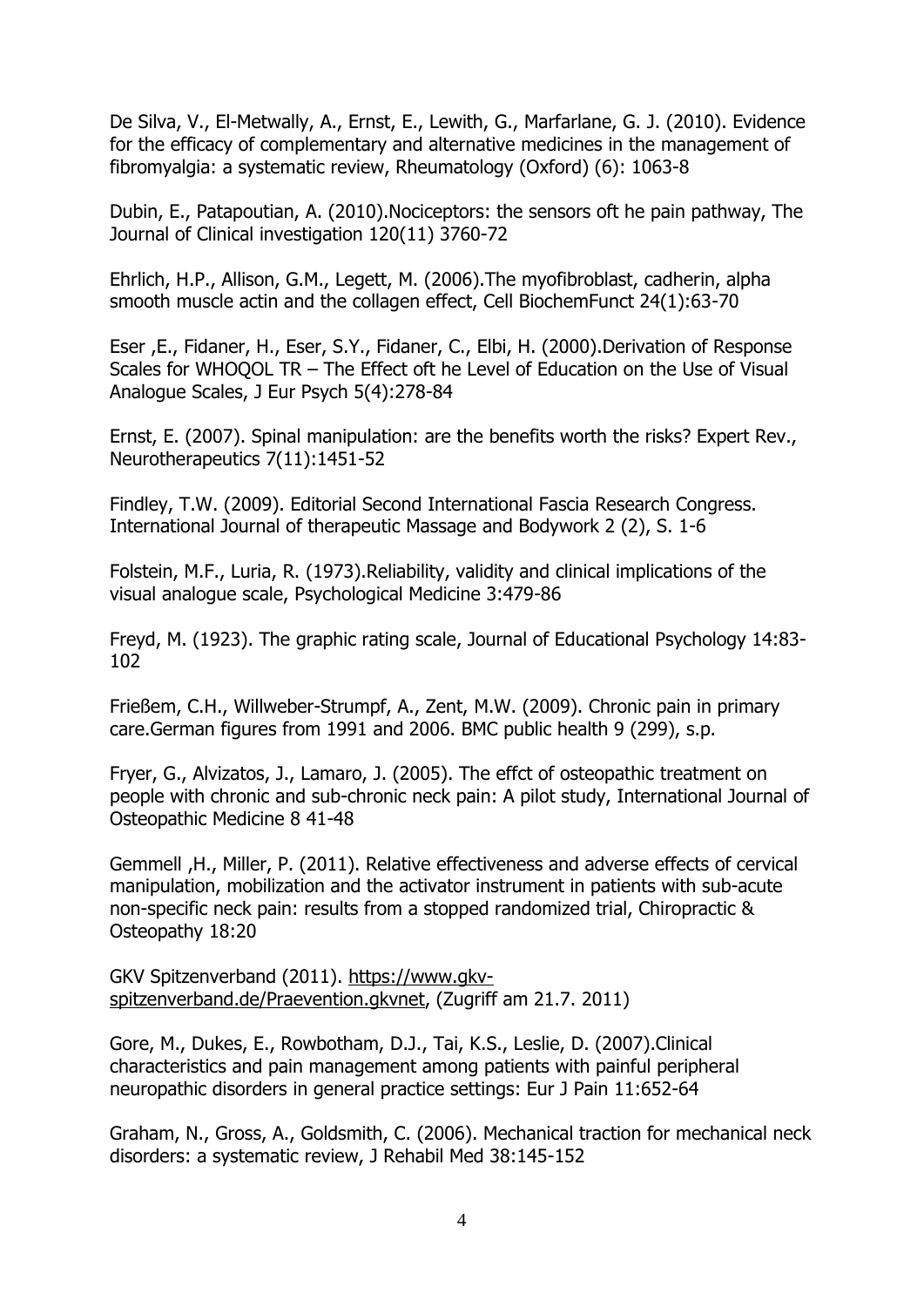De Silva, V., El-Metwally, A., Ernst, E., Lewith, G., Marfarlane, G. J. (2010). Evidence for the efficacy of complementary and alternative medicines in the management of fibromyalgia: a systematic review, Rheumatology (Oxford) (6): 1063-8

Dubin, E., Patapoutian, A. (2010).Nociceptors: the sensors oft he pain pathway, The Journal of Clinical investigation 120(11) 3760-72

Ehrlich, H.P., Allison, G.M., Legett, M. (2006).The myofibroblast, cadherin, alpha smooth muscle actin and the collagen effect, Cell BiochemFunct 24(1):63-70

Eser ,E., Fidaner, H., Eser, S.Y., Fidaner, C., Elbi, H. (2000).Derivation of Response Scales for WHOQOL TR – The Effect oft he Level of Education on the Use of Visual Analogue Scales, J Eur Psych 5(4):278-84

Ernst, E. (2007). Spinal manipulation: are the benefits worth the risks? Expert Rev., Neurotherapeutics 7(11):1451-52

Findley, T.W. (2009). Editorial Second International Fascia Research Congress. International Journal of therapeutic Massage and Bodywork 2 (2), S. 1-6

Folstein, M.F., Luria, R. (1973).Reliability, validity and clinical implications of the visual analogue scale, Psychological Medicine 3:479-86

Freyd, M. (1923). The graphic rating scale, Journal of Educational Psychology 14:83-102

Frießem, C.H., Willweber-Strumpf, A., Zent, M.W. (2009). Chronic pain in primary care.German figures from 1991 and 2006. BMC public health 9 (299), s.p.

Fryer, G., Alvizatos, J., Lamaro, J. (2005). The effct of osteopathic treatment on people with chronic and sub-chronic neck pain: A pilot study, International Journal of Osteopathic Medicine 8 41-48

Gemmell ,H., Miller, P. (2011). Relative effectiveness and adverse effects of cervical manipulation, mobilization and the activator instrument in patients with sub-acute non-specific neck pain: results from a stopped randomized trial, Chiropractic & Osteopathy 18:20

GKV Spitzenverband (2011). https://www.gkv-spitzenverband.de/Praevention.gkvnet, (Zugriff am 21.7. 2011)

Gore, M., Dukes, E., Rowbotham, D.J., Tai, K.S., Leslie, D. (2007).Clinical characteristics and pain management among patients with painful peripheral neuropathic disorders in general practice settings: Eur J Pain 11:652-64

Graham, N., Gross, A., Goldsmith, C. (2006). Mechanical traction for mechanical neck disorders: a systematic review, J Rehabil Med 38:145-152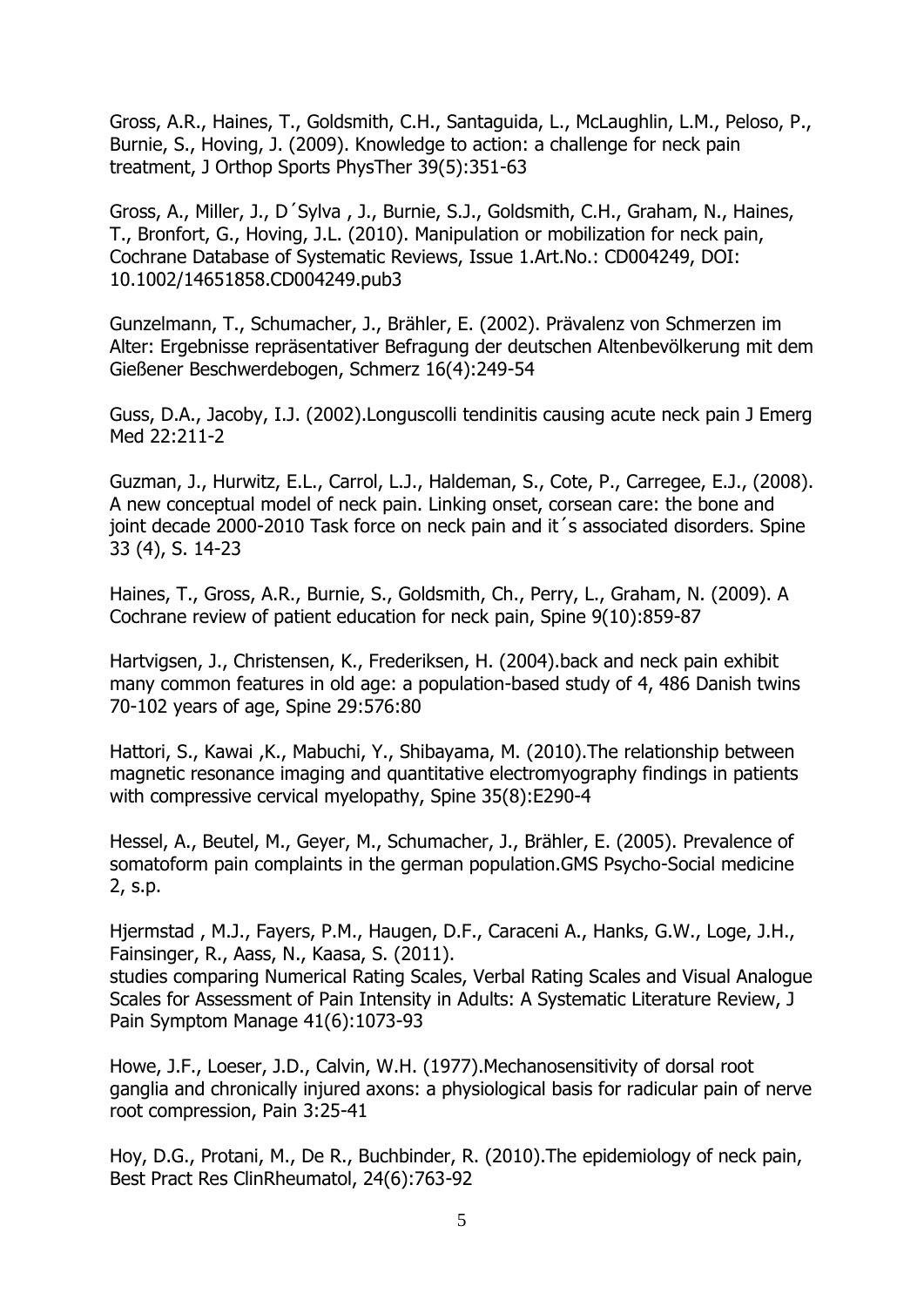Gross, A.R., Haines, T., Goldsmith, C.H., Santaguida, L., McLaughlin, L.M., Peloso, P., Burnie, S., Hoving, J. (2009). Knowledge to action: a challenge for neck pain treatment, J Orthop Sports PhysTher 39(5):351-63

Gross, A., Miller, J., D´Sylva , J., Burnie, S.J., Goldsmith, C.H., Graham, N., Haines, T., Bronfort, G., Hoving, J.L. (2010). Manipulation or mobilization for neck pain, Cochrane Database of Systematic Reviews, Issue 1.Art.No.: CD004249, DOI: 10.1002/14651858.CD004249.pub3

Gunzelmann, T., Schumacher, J., Brähler, E. (2002). Prävalenz von Schmerzen im Alter: Ergebnisse repräsentativer Befragung der deutschen Altenbevölkerung mit dem Gießener Beschwerdebogen, Schmerz 16(4):249-54

Guss, D.A., Jacoby, I.J. (2002).Longuscolli tendinitis causing acute neck pain J Emerg Med 22:211-2

Guzman, J., Hurwitz, E.L., Carrol, L.J., Haldeman, S., Cote, P., Carregee, E.J., (2008). A new conceptual model of neck pain. Linking onset, corsean care: the bone and joint decade 2000-2010 Task force on neck pain and it´s associated disorders. Spine 33 (4), S. 14-23

Haines, T., Gross, A.R., Burnie, S., Goldsmith, Ch., Perry, L., Graham, N. (2009). A Cochrane review of patient education for neck pain, Spine 9(10):859-87

Hartvigsen, J., Christensen, K., Frederiksen, H. (2004).back and neck pain exhibit many common features in old age: a population-based study of 4, 486 Danish twins 70-102 years of age, Spine 29:576:80

Hattori, S., Kawai ,K., Mabuchi, Y., Shibayama, M. (2010).The relationship between magnetic resonance imaging and quantitative electromyography findings in patients with compressive cervical myelopathy, Spine 35(8):E290-4

Hessel, A., Beutel, M., Geyer, M., Schumacher, J., Brähler, E. (2005). Prevalence of somatoform pain complaints in the german population.GMS Psycho-Social medicine 2, s.p.

Hjermstad , M.J., Fayers, P.M., Haugen, D.F., Caraceni A., Hanks, G.W., Loge, J.H., Fainsinger, R., Aass, N., Kaasa, S. (2011).
studies comparing Numerical Rating Scales, Verbal Rating Scales and Visual Analogue Scales for Assessment of Pain Intensity in Adults: A Systematic Literature Review, J Pain Symptom Manage 41(6):1073-93

Howe, J.F., Loeser, J.D., Calvin, W.H. (1977).Mechanosensitivity of dorsal root ganglia and chronically injured axons: a physiological basis for radicular pain of nerve root compression, Pain 3:25-41

Hoy, D.G., Protani, M., De R., Buchbinder, R. (2010).The epidemiology of neck pain, Best Pract Res ClinRheumatol, 24(6):763-92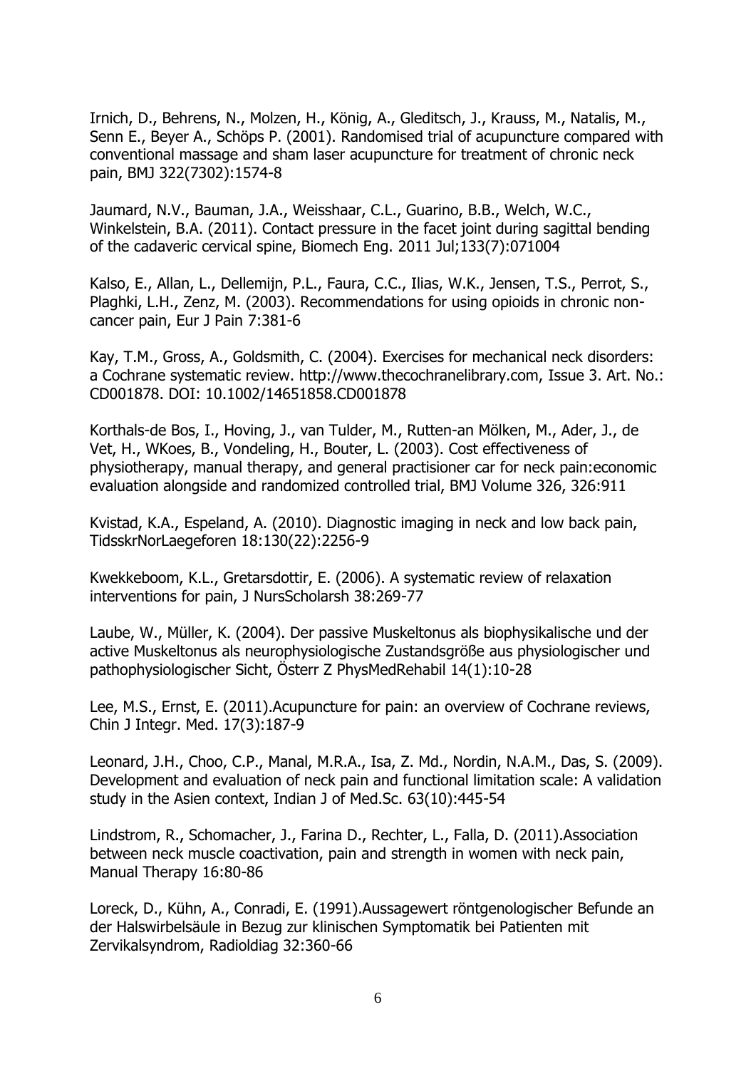Irnich, D., Behrens, N., Molzen, H., König, A., Gleditsch, J., Krauss, M., Natalis, M., Senn E., Beyer A., Schöps P. (2001). Randomised trial of acupuncture compared with conventional massage and sham laser acupuncture for treatment of chronic neck pain, BMJ 322(7302):1574-8

Jaumard, N.V., Bauman, J.A., Weisshaar, C.L., Guarino, B.B., Welch, W.C., Winkelstein, B.A. (2011). Contact pressure in the facet joint during sagittal bending of the cadaveric cervical spine, Biomech Eng. 2011 Jul;133(7):071004

Kalso, E., Allan, L., Dellemijn, P.L., Faura, C.C., Ilias, W.K., Jensen, T.S., Perrot, S., Plaghki, L.H., Zenz, M. (2003). Recommendations for using opioids in chronic non-cancer pain, Eur J Pain 7:381-6

Kay, T.M., Gross, A., Goldsmith, C. (2004). Exercises for mechanical neck disorders: a Cochrane systematic review. http://www.thecochranelibrary.com, Issue 3. Art. No.: CD001878. DOI: 10.1002/14651858.CD001878

Korthals-de Bos, I., Hoving, J., van Tulder, M., Rutten-an Mölken, M., Ader, J., de Vet, H., WKoes, B., Vondeling, H., Bouter, L. (2003). Cost effectiveness of physiotherapy, manual therapy, and general practisioner car for neck pain:economic evaluation alongside and randomized controlled trial, BMJ Volume 326, 326:911

Kvistad, K.A., Espeland, A. (2010). Diagnostic imaging in neck and low back pain, TidsskrNorLaegeforen 18:130(22):2256-9

Kwekkeboom, K.L., Gretarsdottir, E. (2006). A systematic review of relaxation interventions for pain, J NursScholarsh 38:269-77

Laube, W., Müller, K. (2004). Der passive Muskeltonus als biophysikalische und der active Muskeltonus als neurophysiologische Zustandsgröße aus physiologischer und pathophysiologischer Sicht, Österr Z PhysMedRehabil 14(1):10-28

Lee, M.S., Ernst, E. (2011).Acupuncture for pain: an overview of Cochrane reviews, Chin J Integr. Med. 17(3):187-9

Leonard, J.H., Choo, C.P., Manal, M.R.A., Isa, Z. Md., Nordin, N.A.M., Das, S. (2009). Development and evaluation of neck pain and functional limitation scale: A validation study in the Asien context, Indian J of Med.Sc. 63(10):445-54

Lindstrom, R., Schomacher, J., Farina D., Rechter, L., Falla, D. (2011).Association between neck muscle coactivation, pain and strength in women with neck pain, Manual Therapy 16:80-86

Loreck, D., Kühn, A., Conradi, E. (1991).Aussagewert röntgenologischer Befunde an der Halswirbelsäule in Bezug zur klinischen Symptomatik bei Patienten mit Zervikalsyndrom, Radioldiag 32:360-66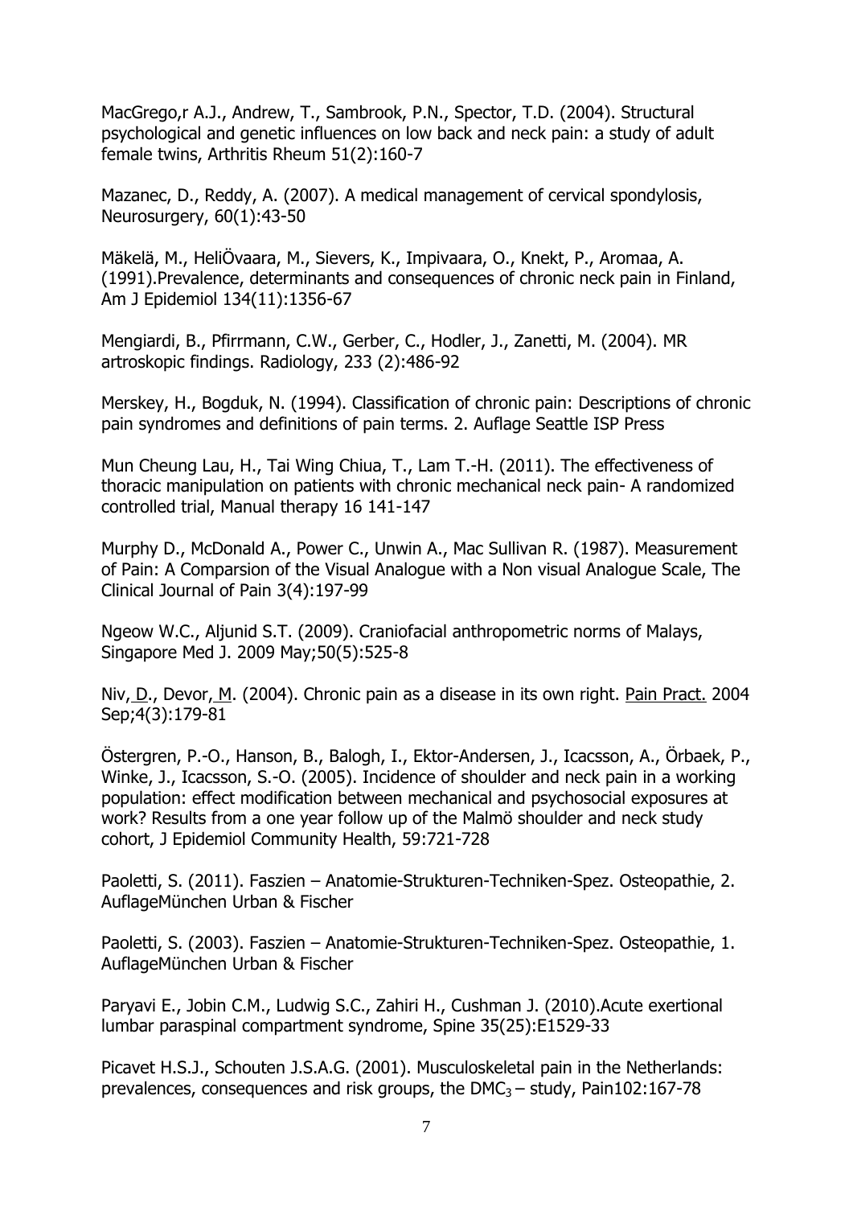MacGrego,r A.J., Andrew, T., Sambrook, P.N., Spector, T.D. (2004). Structural psychological and genetic influences on low back and neck pain: a study of adult female twins, Arthritis Rheum 51(2):160-7

Mazanec, D., Reddy, A. (2007). A medical management of cervical spondylosis, Neurosurgery, 60(1):43-50

Mäkelä, M., HeliÖvaara, M., Sievers, K., Impivaara, O., Knekt, P., Aromaa, A. (1991).Prevalence, determinants and consequences of chronic neck pain in Finland, Am J Epidemiol 134(11):1356-67

Mengiardi, B., Pfirrmann, C.W., Gerber, C., Hodler, J., Zanetti, M. (2004). MR artroskopic findings. Radiology, 233 (2):486-92

Merskey, H., Bogduk, N. (1994). Classification of chronic pain: Descriptions of chronic pain syndromes and definitions of pain terms. 2. Auflage Seattle ISP Press

Mun Cheung Lau, H., Tai Wing Chiua, T., Lam T.-H. (2011). The effectiveness of thoracic manipulation on patients with chronic mechanical neck pain- A randomized controlled trial, Manual therapy 16 141-147

Murphy D., McDonald A., Power C., Unwin A., Mac Sullivan R. (1987). Measurement of Pain: A Comparsion of the Visual Analogue with a Non visual Analogue Scale, The Clinical Journal of Pain 3(4):197-99

Ngeow W.C., Aljunid S.T. (2009). Craniofacial anthropometric norms of Malays, Singapore Med J. 2009 May;50(5):525-8

Niv, D., Devor, M. (2004). Chronic pain as a disease in its own right. Pain Pract. 2004 Sep;4(3):179-81

Östergren, P.-O., Hanson, B., Balogh, I., Ektor-Andersen, J., Icacsson, A., Örbaek, P., Winke, J., Icacsson, S.-O. (2005). Incidence of shoulder and neck pain in a working population: effect modification between mechanical and psychosocial exposures at work? Results from a one year follow up of the Malmö shoulder and neck study cohort, J Epidemiol Community Health, 59:721-728

Paoletti, S. (2011). Faszien – Anatomie-Strukturen-Techniken-Spez. Osteopathie, 2. AuflageMünchen Urban & Fischer

Paoletti, S. (2003). Faszien – Anatomie-Strukturen-Techniken-Spez. Osteopathie, 1. AuflageMünchen Urban & Fischer

Paryavi E., Jobin C.M., Ludwig S.C., Zahiri H., Cushman J. (2010).Acute exertional lumbar paraspinal compartment syndrome, Spine 35(25):E1529-33

Picavet H.S.J., Schouten J.S.A.G. (2001). Musculoskeletal pain in the Netherlands: prevalences, consequences and risk groups, the $DMC_3$ – study, Pain102:167-78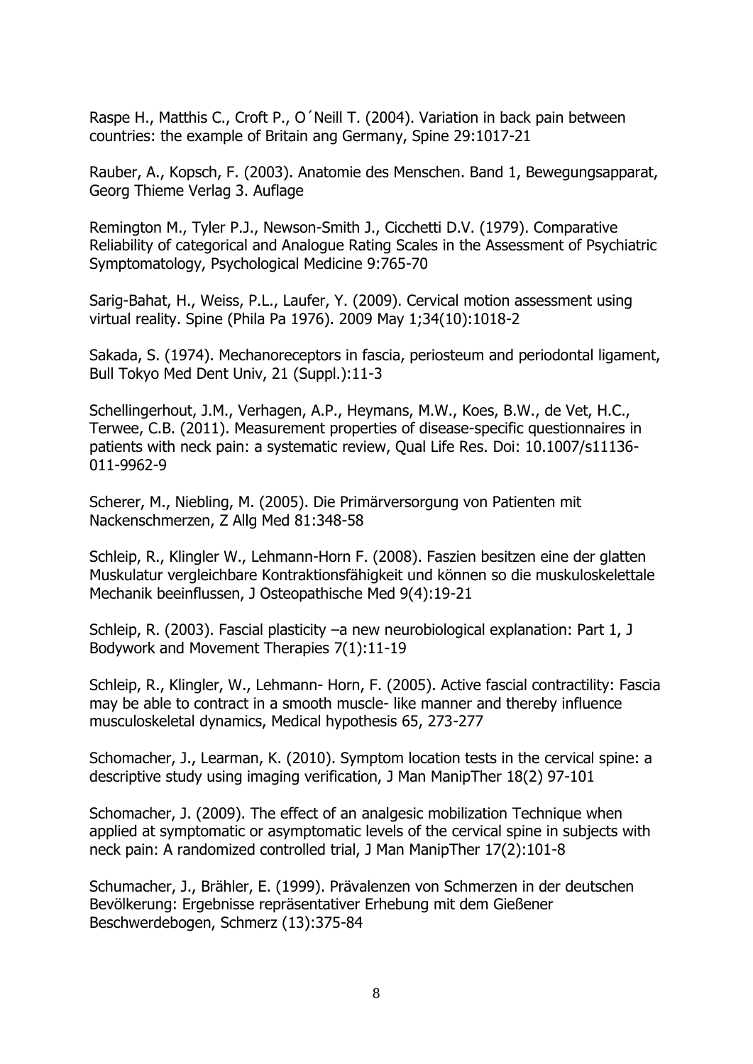Raspe H., Matthis C., Croft P., O´Neill T. (2004). Variation in back pain between countries: the example of Britain ang Germany, Spine 29:1017-21

Rauber, A., Kopsch, F. (2003). Anatomie des Menschen. Band 1, Bewegungsapparat, Georg Thieme Verlag 3. Auflage

Remington M., Tyler P.J., Newson-Smith J., Cicchetti D.V. (1979). Comparative Reliability of categorical and Analogue Rating Scales in the Assessment of Psychiatric Symptomatology, Psychological Medicine 9:765-70

Sarig-Bahat, H., Weiss, P.L., Laufer, Y. (2009). Cervical motion assessment using virtual reality. Spine (Phila Pa 1976). 2009 May 1;34(10):1018-2

Sakada, S. (1974). Mechanoreceptors in fascia, periosteum and periodontal ligament, Bull Tokyo Med Dent Univ, 21 (Suppl.):11-3

Schellingerhout, J.M., Verhagen, A.P., Heymans, M.W., Koes, B.W., de Vet, H.C., Terwee, C.B. (2011). Measurement properties of disease-specific questionnaires in patients with neck pain: a systematic review, Qual Life Res. Doi: 10.1007/s11136-011-9962-9

Scherer, M., Niebling, M. (2005). Die Primärversorgung von Patienten mit Nackenschmerzen, Z Allg Med 81:348-58

Schleip, R., Klingler W., Lehmann-Horn F. (2008). Faszien besitzen eine der glatten Muskulatur vergleichbare Kontraktionsfähigkeit und können so die muskuloskelettale Mechanik beeinflussen, J Osteopathische Med 9(4):19-21

Schleip, R. (2003). Fascial plasticity –a new neurobiological explanation: Part 1, J Bodywork and Movement Therapies 7(1):11-19

Schleip, R., Klingler, W., Lehmann- Horn, F. (2005). Active fascial contractility: Fascia may be able to contract in a smooth muscle- like manner and thereby influence musculoskeletal dynamics, Medical hypothesis 65, 273-277

Schomacher, J., Learman, K. (2010). Symptom location tests in the cervical spine: a descriptive study using imaging verification, J Man ManipTher 18(2) 97-101

Schomacher, J. (2009). The effect of an analgesic mobilization Technique when applied at symptomatic or asymptomatic levels of the cervical spine in subjects with neck pain: A randomized controlled trial, J Man ManipTher 17(2):101-8

Schumacher, J., Brähler, E. (1999). Prävalenzen von Schmerzen in der deutschen Bevölkerung: Ergebnisse repräsentativer Erhebung mit dem Gießener Beschwerdebogen, Schmerz (13):375-84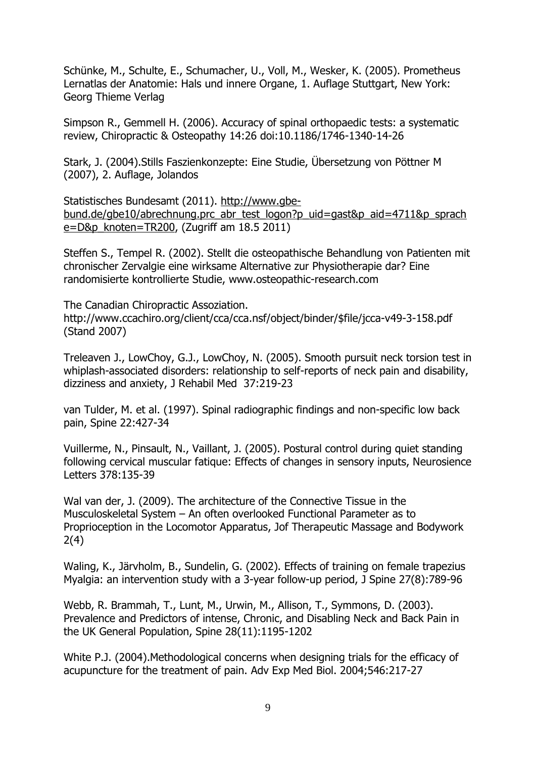Schünke, M., Schulte, E., Schumacher, U., Voll, M., Wesker, K. (2005). Prometheus Lernatlas der Anatomie: Hals und innere Organe, 1. Auflage Stuttgart, New York: Georg Thieme Verlag

Simpson R., Gemmell H. (2006). Accuracy of spinal orthopaedic tests: a systematic review, Chiropractic & Osteopathy 14:26 doi:10.1186/1746-1340-14-26

Stark, J. (2004).Stills Faszienkonzepte: Eine Studie, Übersetzung von Pöttner M (2007), 2. Auflage, Jolandos

Statistisches Bundesamt (2011). http://www.gbe-bund.de/gbe10/abrechnung.prc_abr_test_logon?p_uid=gast&p_aid=4711&p_sprache=D&p_knoten=TR200, (Zugriff am 18.5 2011)

Steffen S., Tempel R. (2002). Stellt die osteopathische Behandlung von Patienten mit chronischer Zervalgie eine wirksame Alternative zur Physiotherapie dar? Eine randomisierte kontrollierte Studie, www.osteopathic-research.com

The Canadian Chiropractic Assoziation. http://www.ccachiro.org/client/cca/cca.nsf/object/binder/$file/jcca-v49-3-158.pdf (Stand 2007)

Treleaven J., LowChoy, G.J., LowChoy, N. (2005). Smooth pursuit neck torsion test in whiplash-associated disorders: relationship to self-reports of neck pain and disability, dizziness and anxiety, J Rehabil Med 37:219-23

van Tulder, M. et al. (1997). Spinal radiographic findings and non-specific low back pain, Spine 22:427-34

Vuillerme, N., Pinsault, N., Vaillant, J. (2005). Postural control during quiet standing following cervical muscular fatique: Effects of changes in sensory inputs, Neurosience Letters 378:135-39

Wal van der, J. (2009). The architecture of the Connective Tissue in the Musculoskeletal System – An often overlooked Functional Parameter as to Proprioception in the Locomotor Apparatus, Jof Therapeutic Massage and Bodywork 2(4)

Waling, K., Järvholm, B., Sundelin, G. (2002). Effects of training on female trapezius Myalgia: an intervention study with a 3-year follow-up period, J Spine 27(8):789-96

Webb, R. Brammah, T., Lunt, M., Urwin, M., Allison, T., Symmons, D. (2003). Prevalence and Predictors of intense, Chronic, and Disabling Neck and Back Pain in the UK General Population, Spine 28(11):1195-1202

White P.J. (2004).Methodological concerns when designing trials for the efficacy of acupuncture for the treatment of pain. Adv Exp Med Biol. 2004;546:217-27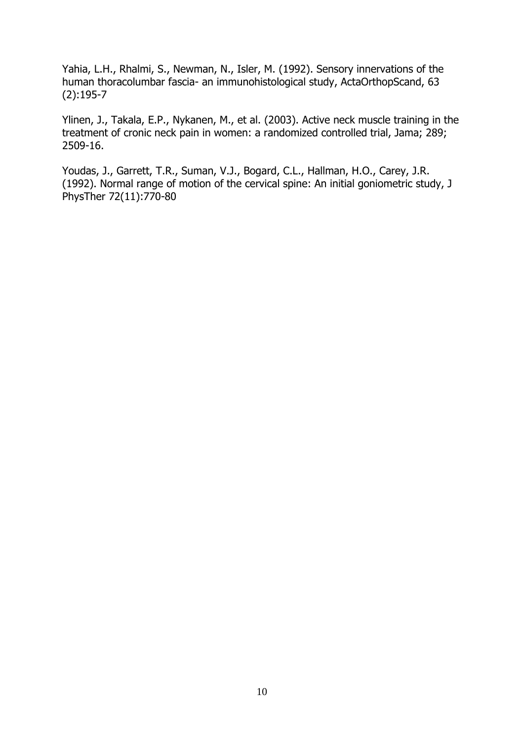Yahia, L.H., Rhalmi, S., Newman, N., Isler, M. (1992). Sensory innervations of the human thoracolumbar fascia- an immunohistological study, ActaOrthopScand, 63 (2):195-7

Ylinen, J., Takala, E.P., Nykanen, M., et al. (2003). Active neck muscle training in the treatment of cronic neck pain in women: a randomized controlled trial, Jama; 289; 2509-16.

Youdas, J., Garrett, T.R., Suman, V.J., Bogard, C.L., Hallman, H.O., Carey, J.R. (1992). Normal range of motion of the cervical spine: An initial goniometric study, J PhysTher 72(11):770-80